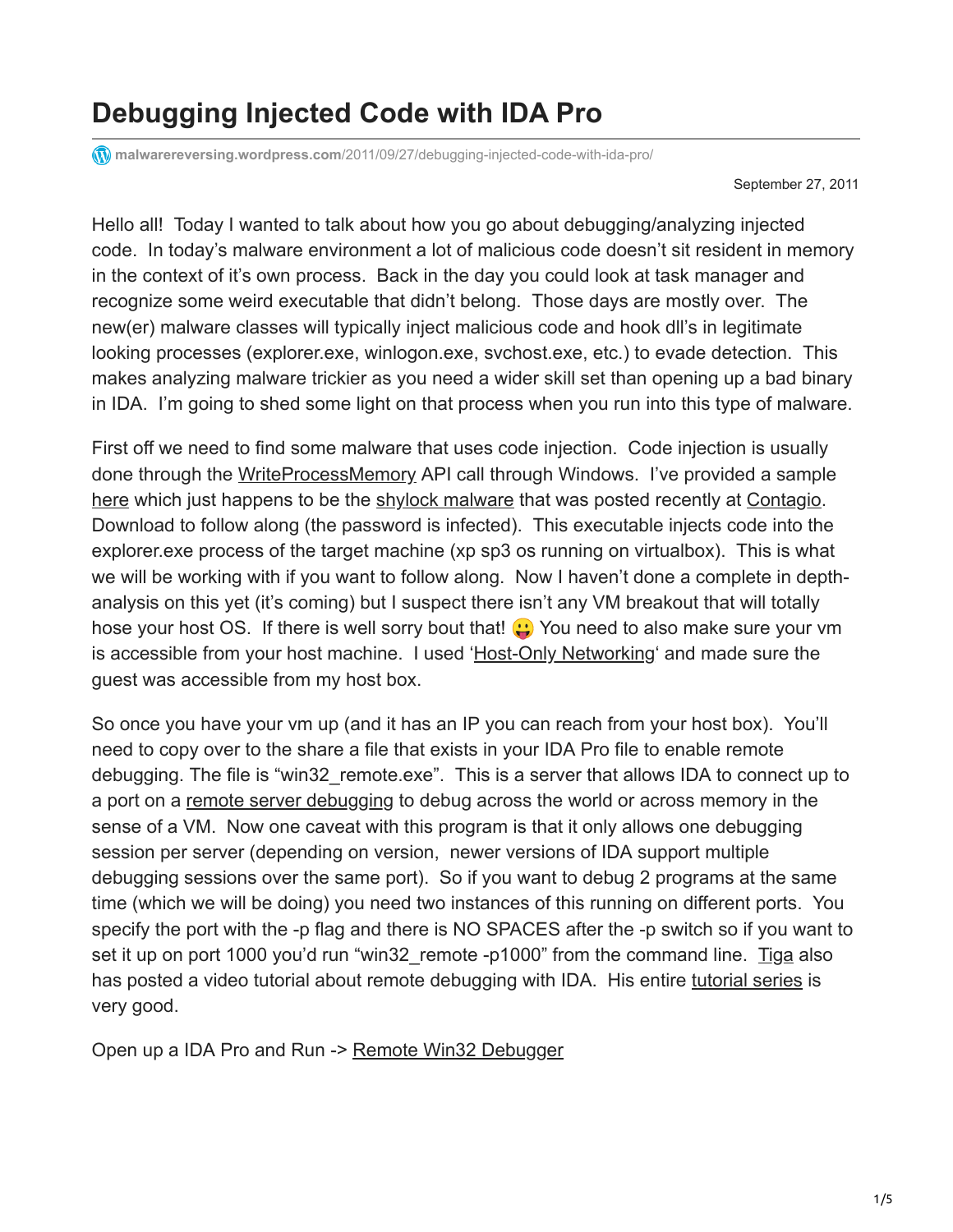# Debugging Injected Code with IDA Pro

malwarereversing.wordpress.com/2011/09/27/debugging-injected-code-with-ida-pro/

September 27, 2011

Hello all! Today I wanted to talk about how you go about debugging/analyzing injected code. In today's malware environment a lot of malicious code doesn't sit resident in memory in the context of it's own process. Back in the day you could look at task manager and recognize some weird executable that didn't belong. Those days are mostly over. The new(er) malware classes will typically inject malicious code and hook dll's in legitimate looking processes (explorer.exe, winlogon.exe, svchost.exe, etc.) to evade detection. This makes analyzing malware trickier as you need a wider skill set than opening up a bad binary in IDA. I'm going to shed some light on that process when you run into this type of malware.

First off we need to find some malware that uses code injection. Code injection is usually done through the WriteProcessMemory API call through Windows. I've provided a sample here which just happens to be the shylock malware that was posted recently at Contagio. Download to follow along (the password is infected). This executable injects code into the explorer.exe process of the target machine (xp sp3 os running on virtualbox). This is what we will be working with if you want to follow along. Now I haven't done a complete in depth-analysis on this yet (it's coming) but I suspect there isn't any VM breakout that will totally hose your host OS. If there is well sorry bout that! 😛 You need to also make sure your vm is accessible from your host machine. I used 'Host-Only Networking' and made sure the guest was accessible from my host box.

So once you have your vm up (and it has an IP you can reach from your host box). You'll need to copy over to the share a file that exists in your IDA Pro file to enable remote debugging. The file is "win32_remote.exe". This is a server that allows IDA to connect up to a port on a remote server debugging to debug across the world or across memory in the sense of a VM. Now one caveat with this program is that it only allows one debugging session per server (depending on version, newer versions of IDA support multiple debugging sessions over the same port). So if you want to debug 2 programs at the same time (which we will be doing) you need two instances of this running on different ports. You specify the port with the -p flag and there is NO SPACES after the -p switch so if you want to set it up on port 1000 you'd run "win32_remote -p1000" from the command line. Tiga also has posted a video tutorial about remote debugging with IDA. His entire tutorial series is very good.

Open up a IDA Pro and Run -> Remote Win32 Debugger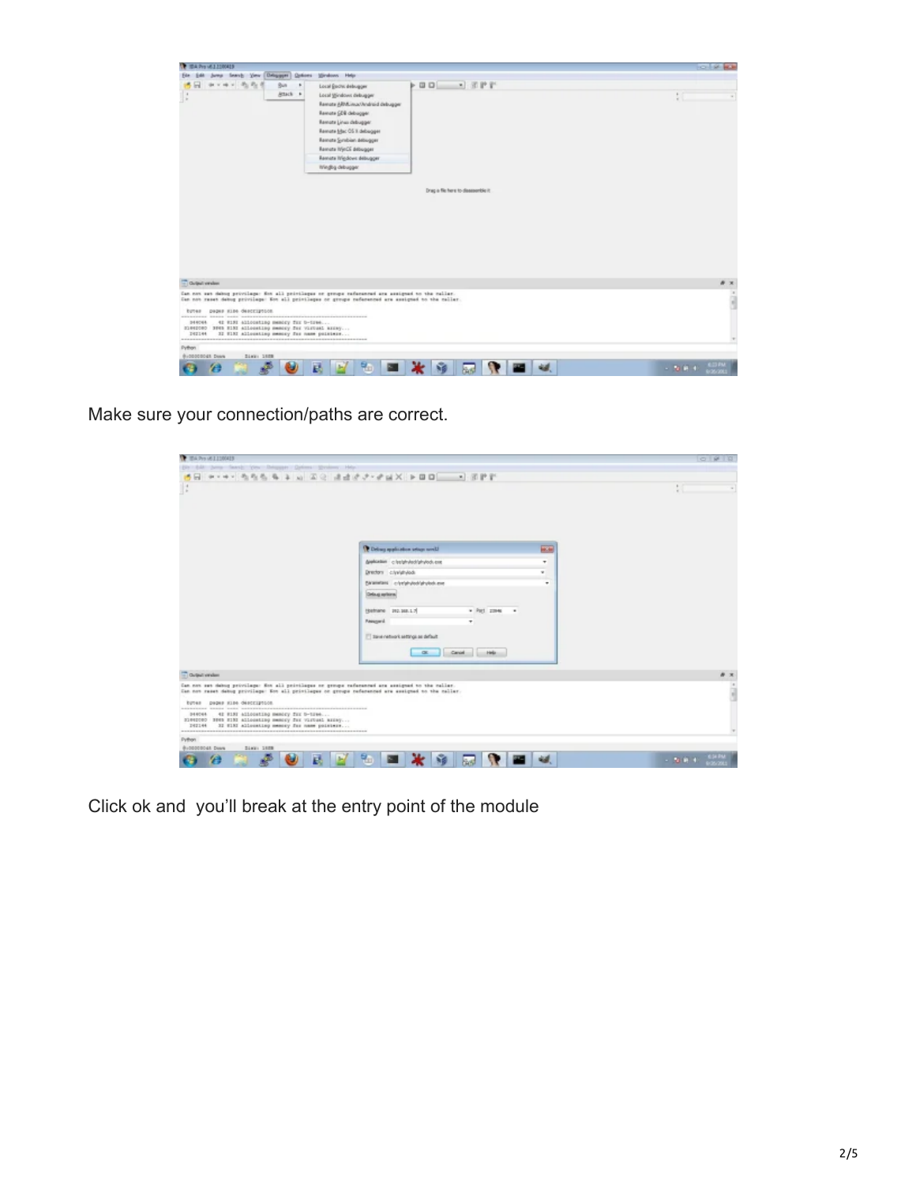Make sure your connection/paths are correct.

Click ok and  you'll break at the entry point of the module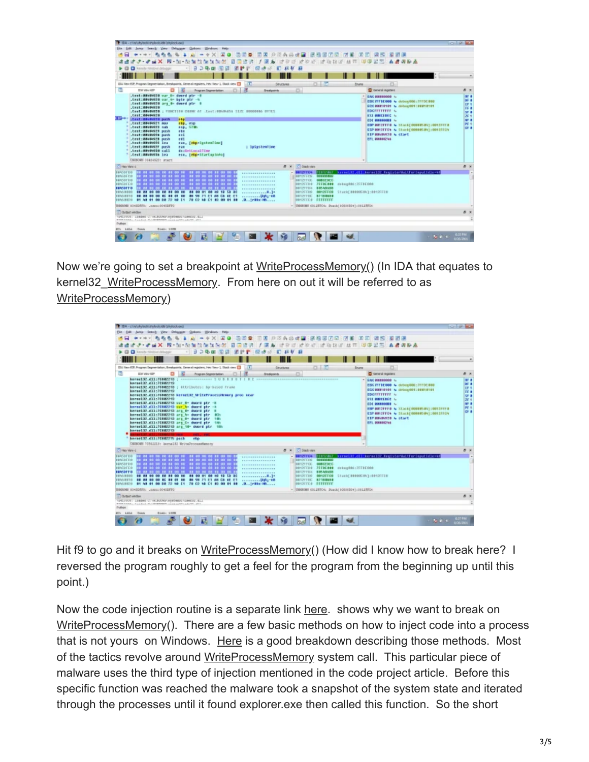Now we're going to set a breakpoint at WriteProcessMemory() (In IDA that equates to kernel32_WriteProcessMemory. From here on out it will be referred to as WriteProcessMemory)

Hit f9 to go and it breaks on WriteProcessMemory() (How did I know how to break here? I reversed the program roughly to get a feel for the program from the beginning up until this point.)

Now the code injection routine is a separate link here. shows why we want to break on WriteProcessMemory(). There are a few basic methods on how to inject code into a process that is not yours on Windows. Here is a good breakdown describing those methods. Most of the tactics revolve around WriteProcessMemory system call. This particular piece of malware uses the third type of injection mentioned in the code project article. Before this specific function was reached the malware took a snapshot of the system state and iterated through the processes until it found explorer.exe then called this function. So the short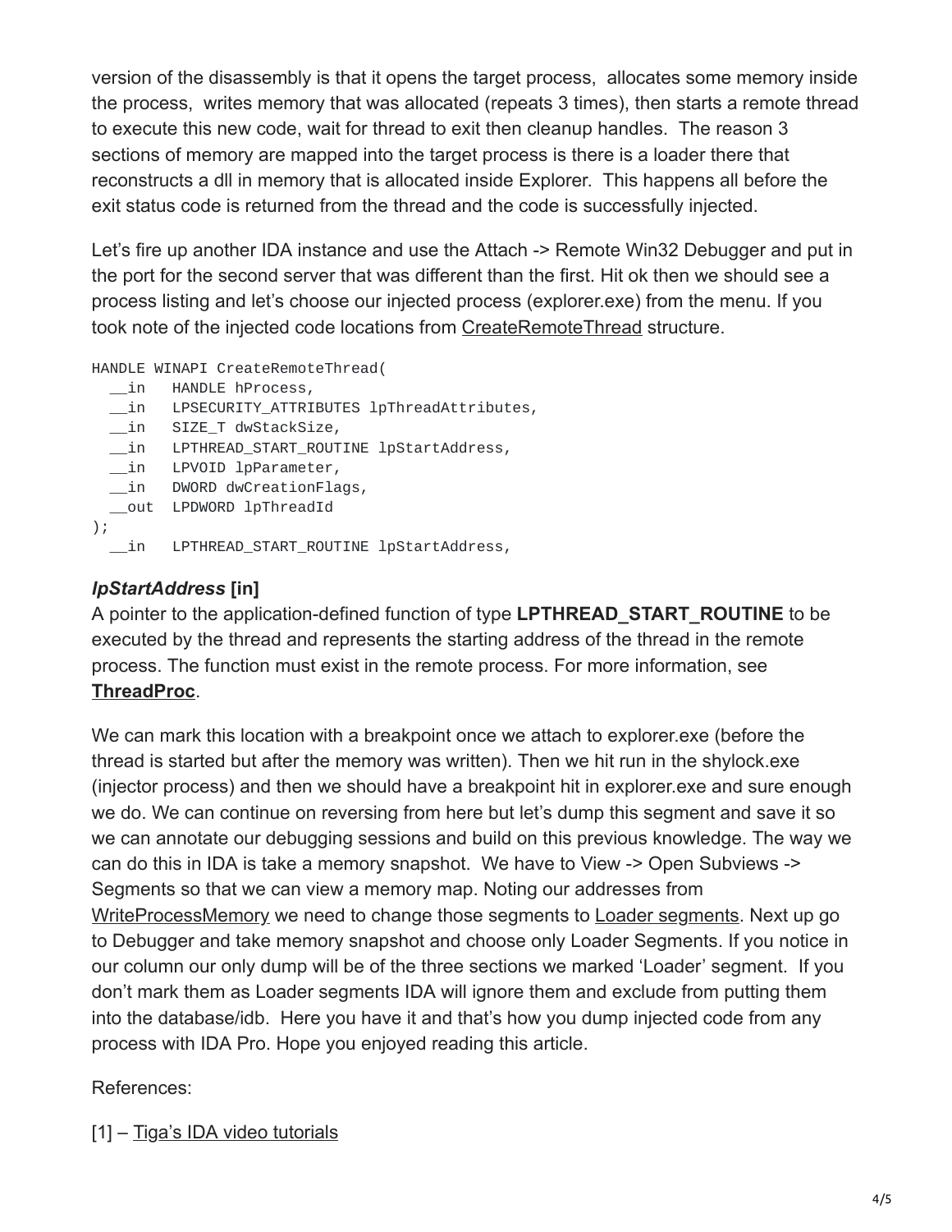version of the disassembly is that it opens the target process, allocates some memory inside the process, writes memory that was allocated (repeats 3 times), then starts a remote thread to execute this new code, wait for thread to exit then cleanup handles. The reason 3 sections of memory are mapped into the target process is there is a loader there that reconstructs a dll in memory that is allocated inside Explorer. This happens all before the exit status code is returned from the thread and the code is successfully injected.

Let's fire up another IDA instance and use the Attach -> Remote Win32 Debugger and put in the port for the second server that was different than the first. Hit ok then we should see a process listing and let's choose our injected process (explorer.exe) from the menu. If you took note of the injected code locations from CreateRemoteThread structure.

```
HANDLE WINAPI CreateRemoteThread(
  __in   HANDLE hProcess,
  __in   LPSECURITY_ATTRIBUTES lpThreadAttributes,
  __in   SIZE_T dwStackSize,
  __in   LPTHREAD_START_ROUTINE lpStartAddress,
  __in   LPVOID lpParameter,
  __in   DWORD dwCreationFlags,
  __out  LPDWORD lpThreadId
);
  __in   LPTHREAD_START_ROUTINE lpStartAddress,
```

***lpStartAddress* [in]**
A pointer to the application-defined function of type **LPTHREAD_START_ROUTINE** to be executed by the thread and represents the starting address of the thread in the remote process. The function must exist in the remote process. For more information, see **ThreadProc**.

We can mark this location with a breakpoint once we attach to explorer.exe (before the thread is started but after the memory was written). Then we hit run in the shylock.exe (injector process) and then we should have a breakpoint hit in explorer.exe and sure enough we do. We can continue on reversing from here but let's dump this segment and save it so we can annotate our debugging sessions and build on this previous knowledge. The way we can do this in IDA is take a memory snapshot. We have to View -> Open Subviews -> Segments so that we can view a memory map. Noting our addresses from WriteProcessMemory we need to change those segments to Loader segments. Next up go to Debugger and take memory snapshot and choose only Loader Segments. If you notice in our column our only dump will be of the three sections we marked 'Loader' segment. If you don't mark them as Loader segments IDA will ignore them and exclude from putting them into the database/idb. Here you have it and that's how you dump injected code from any process with IDA Pro. Hope you enjoyed reading this article.

References:

[1] – Tiga's IDA video tutorials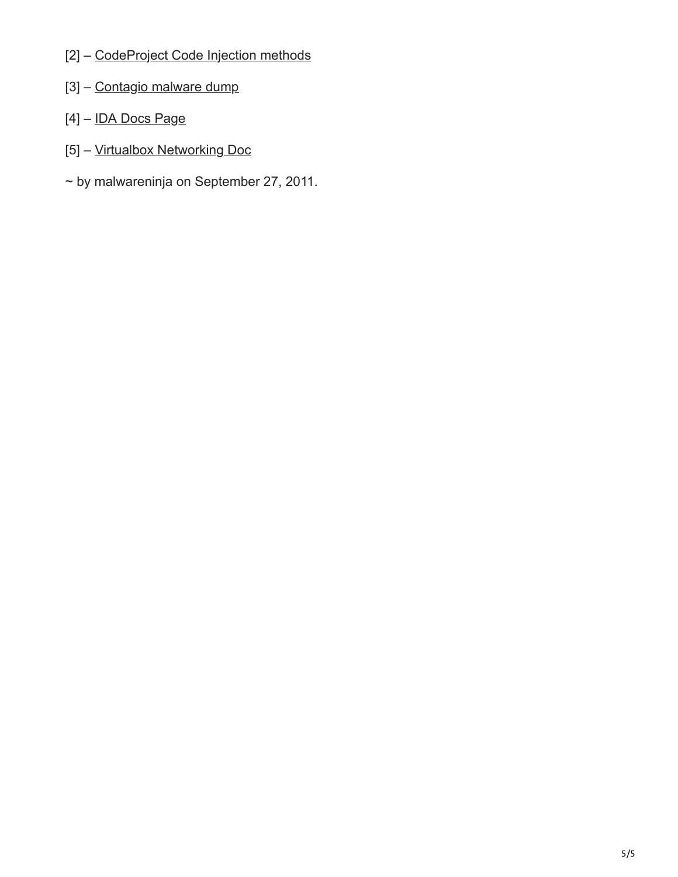[2] – CodeProject Code Injection methods

[3] – Contagio malware dump

[4] – IDA Docs Page

[5] – Virtualbox Networking Doc

~ by malwareninja on September 27, 2011.